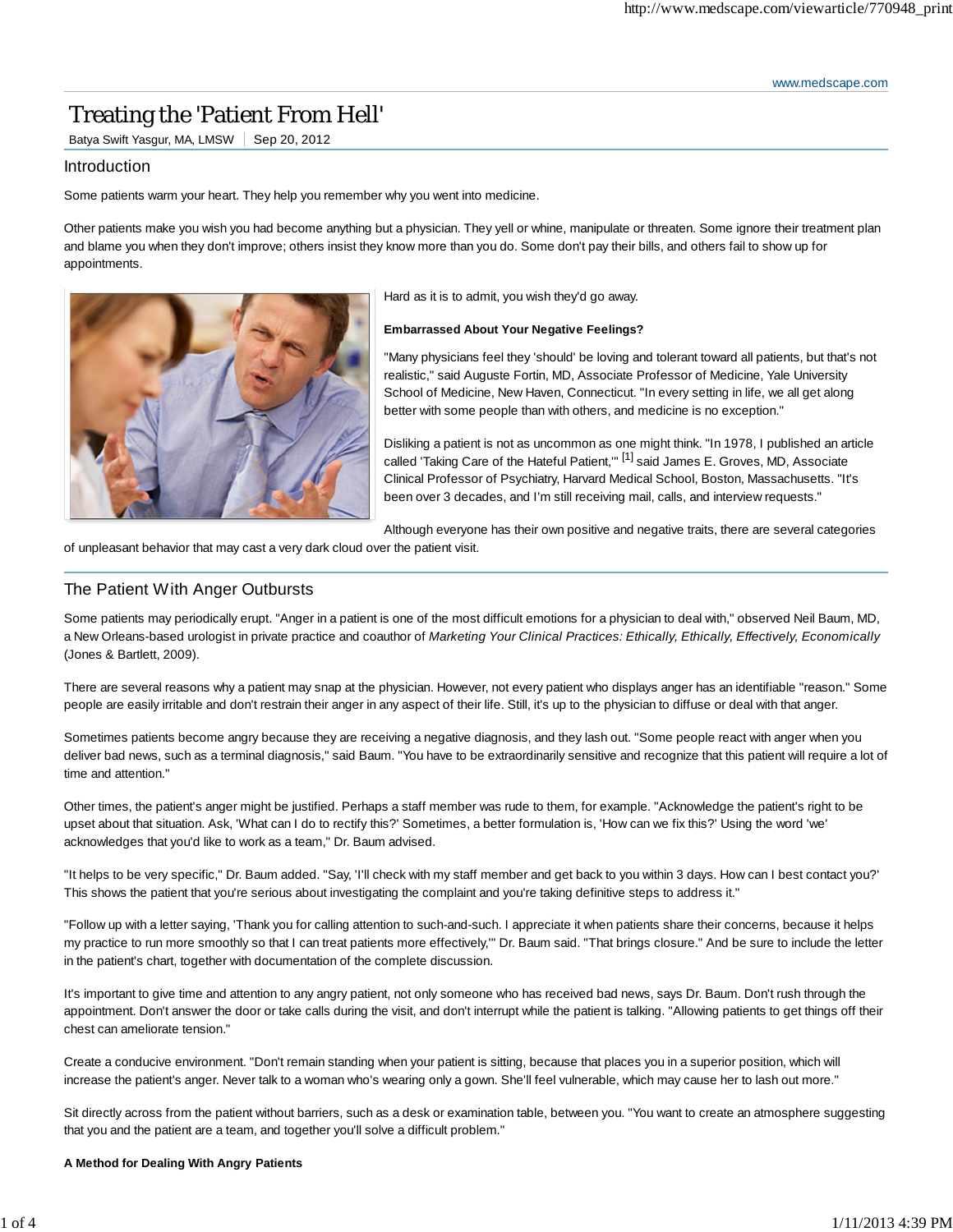www.medscape.com

# Treating the 'Patient From Hell'

Batya Swift Yasgur, MA, LMSW | Sep 20, 2012

## Introduction

Some patients warm your heart. They help you remember why you went into medicine.

Other patients make you wish you had become anything but a physician. They yell or whine, manipulate or threaten. Some ignore their treatment plan and blame you when they don't improve; others insist they know more than you do. Some don't pay their bills, and others fail to show up for appointments.

Hard as it is to admit, you wish they'd go away.

**Embarrassed About Your Negative Feelings?**

"Many physicians feel they 'should' be loving and tolerant toward all patients, but that's not realistic," said Auguste Fortin, MD, Associate Professor of Medicine, Yale University School of Medicine, New Haven, Connecticut. "In every setting in life, we all get along better with some people than with others, and medicine is no exception."

Disliking a patient is not as uncommon as one might think. "In 1978, I published an article called 'Taking Care of the Hateful Patient,'" [1] said James E. Groves, MD, Associate Clinical Professor of Psychiatry, Harvard Medical School, Boston, Massachusetts. "It's been over 3 decades, and I'm still receiving mail, calls, and interview requests."

Although everyone has their own positive and negative traits, there are several categories of unpleasant behavior that may cast a very dark cloud over the patient visit.

## The Patient With Anger Outbursts

Some patients may periodically erupt. "Anger in a patient is one of the most difficult emotions for a physician to deal with," observed Neil Baum, MD, a New Orleans-based urologist in private practice and coauthor of *Marketing Your Clinical Practices: Ethically, Ethically, Effectively, Economically* (Jones & Bartlett, 2009).

There are several reasons why a patient may snap at the physician. However, not every patient who displays anger has an identifiable "reason." Some people are easily irritable and don't restrain their anger in any aspect of their life. Still, it's up to the physician to diffuse or deal with that anger.

Sometimes patients become angry because they are receiving a negative diagnosis, and they lash out. "Some people react with anger when you deliver bad news, such as a terminal diagnosis," said Baum. "You have to be extraordinarily sensitive and recognize that this patient will require a lot of time and attention."

Other times, the patient's anger might be justified. Perhaps a staff member was rude to them, for example. "Acknowledge the patient's right to be upset about that situation. Ask, 'What can I do to rectify this?' Sometimes, a better formulation is, 'How can we fix this?' Using the word 'we' acknowledges that you'd like to work as a team," Dr. Baum advised.

"It helps to be very specific," Dr. Baum added. "Say, 'I'll check with my staff member and get back to you within 3 days. How can I best contact you?' This shows the patient that you're serious about investigating the complaint and you're taking definitive steps to address it."

"Follow up with a letter saying, 'Thank you for calling attention to such-and-such. I appreciate it when patients share their concerns, because it helps my practice to run more smoothly so that I can treat patients more effectively,'" Dr. Baum said. "That brings closure." And be sure to include the letter in the patient's chart, together with documentation of the complete discussion.

It's important to give time and attention to any angry patient, not only someone who has received bad news, says Dr. Baum. Don't rush through the appointment. Don't answer the door or take calls during the visit, and don't interrupt while the patient is talking. "Allowing patients to get things off their chest can ameliorate tension."

Create a conducive environment. "Don't remain standing when your patient is sitting, because that places you in a superior position, which will increase the patient's anger. Never talk to a woman who's wearing only a gown. She'll feel vulnerable, which may cause her to lash out more."

Sit directly across from the patient without barriers, such as a desk or examination table, between you. "You want to create an atmosphere suggesting that you and the patient are a team, and together you'll solve a difficult problem."

**A Method for Dealing With Angry Patients**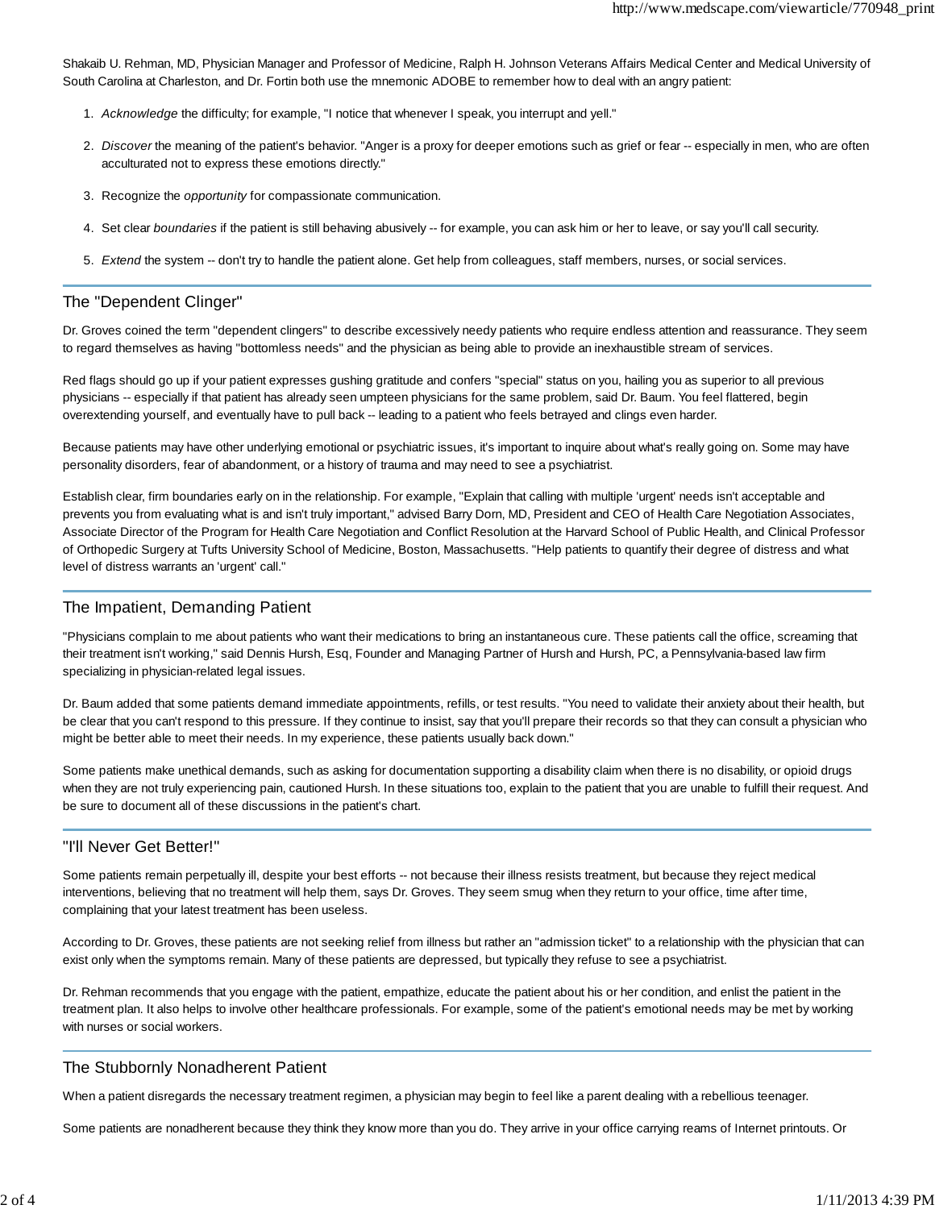Shakaib U. Rehman, MD, Physician Manager and Professor of Medicine, Ralph H. Johnson Veterans Affairs Medical Center and Medical University of South Carolina at Charleston, and Dr. Fortin both use the mnemonic ADOBE to remember how to deal with an angry patient:

1. *Acknowledge* the difficulty; for example, "I notice that whenever I speak, you interrupt and yell."
2. *Discover* the meaning of the patient's behavior. "Anger is a proxy for deeper emotions such as grief or fear -- especially in men, who are often acculturated not to express these emotions directly."
3. Recognize the *opportunity* for compassionate communication.
4. Set clear *boundaries* if the patient is still behaving abusively -- for example, you can ask him or her to leave, or say you'll call security.
5. *Extend* the system -- don't try to handle the patient alone. Get help from colleagues, staff members, nurses, or social services.

## The "Dependent Clinger"

Dr. Groves coined the term "dependent clingers" to describe excessively needy patients who require endless attention and reassurance. They seem to regard themselves as having "bottomless needs" and the physician as being able to provide an inexhaustible stream of services.

Red flags should go up if your patient expresses gushing gratitude and confers "special" status on you, hailing you as superior to all previous physicians -- especially if that patient has already seen umpteen physicians for the same problem, said Dr. Baum. You feel flattered, begin overextending yourself, and eventually have to pull back -- leading to a patient who feels betrayed and clings even harder.

Because patients may have other underlying emotional or psychiatric issues, it's important to inquire about what's really going on. Some may have personality disorders, fear of abandonment, or a history of trauma and may need to see a psychiatrist.

Establish clear, firm boundaries early on in the relationship. For example, "Explain that calling with multiple 'urgent' needs isn't acceptable and prevents you from evaluating what is and isn't truly important," advised Barry Dorn, MD, President and CEO of Health Care Negotiation Associates, Associate Director of the Program for Health Care Negotiation and Conflict Resolution at the Harvard School of Public Health, and Clinical Professor of Orthopedic Surgery at Tufts University School of Medicine, Boston, Massachusetts. "Help patients to quantify their degree of distress and what level of distress warrants an 'urgent' call."

## The Impatient, Demanding Patient

"Physicians complain to me about patients who want their medications to bring an instantaneous cure. These patients call the office, screaming that their treatment isn't working," said Dennis Hursh, Esq, Founder and Managing Partner of Hursh and Hursh, PC, a Pennsylvania-based law firm specializing in physician-related legal issues.

Dr. Baum added that some patients demand immediate appointments, refills, or test results. "You need to validate their anxiety about their health, but be clear that you can't respond to this pressure. If they continue to insist, say that you'll prepare their records so that they can consult a physician who might be better able to meet their needs. In my experience, these patients usually back down."

Some patients make unethical demands, such as asking for documentation supporting a disability claim when there is no disability, or opioid drugs when they are not truly experiencing pain, cautioned Hursh. In these situations too, explain to the patient that you are unable to fulfill their request. And be sure to document all of these discussions in the patient's chart.

## "I'll Never Get Better!"

Some patients remain perpetually ill, despite your best efforts -- not because their illness resists treatment, but because they reject medical interventions, believing that no treatment will help them, says Dr. Groves. They seem smug when they return to your office, time after time, complaining that your latest treatment has been useless.

According to Dr. Groves, these patients are not seeking relief from illness but rather an "admission ticket" to a relationship with the physician that can exist only when the symptoms remain. Many of these patients are depressed, but typically they refuse to see a psychiatrist.

Dr. Rehman recommends that you engage with the patient, empathize, educate the patient about his or her condition, and enlist the patient in the treatment plan. It also helps to involve other healthcare professionals. For example, some of the patient's emotional needs may be met by working with nurses or social workers.

## The Stubbornly Nonadherent Patient

When a patient disregards the necessary treatment regimen, a physician may begin to feel like a parent dealing with a rebellious teenager.

Some patients are nonadherent because they think they know more than you do. They arrive in your office carrying reams of Internet printouts. Or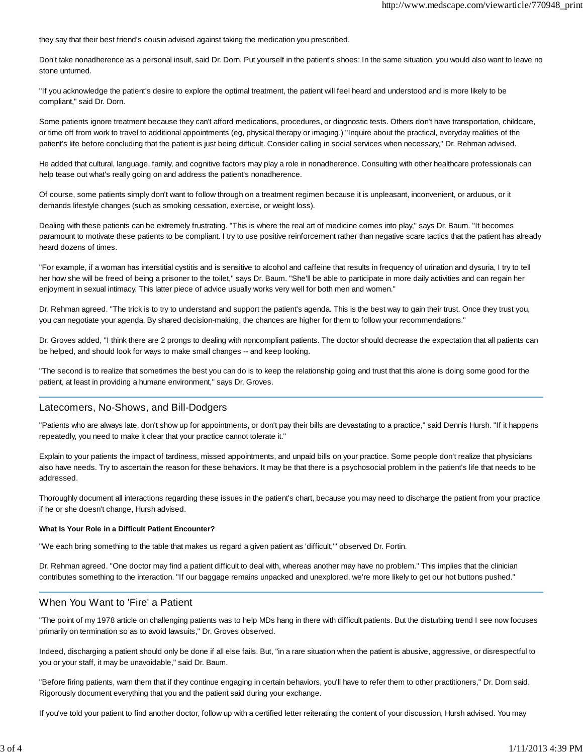they say that their best friend's cousin advised against taking the medication you prescribed.

Don't take nonadherence as a personal insult, said Dr. Dorn. Put yourself in the patient's shoes: In the same situation, you would also want to leave no stone unturned.

"If you acknowledge the patient's desire to explore the optimal treatment, the patient will feel heard and understood and is more likely to be compliant," said Dr. Dorn.

Some patients ignore treatment because they can't afford medications, procedures, or diagnostic tests. Others don't have transportation, childcare, or time off from work to travel to additional appointments (eg, physical therapy or imaging.) "Inquire about the practical, everyday realities of the patient's life before concluding that the patient is just being difficult. Consider calling in social services when necessary," Dr. Rehman advised.

He added that cultural, language, family, and cognitive factors may play a role in nonadherence. Consulting with other healthcare professionals can help tease out what's really going on and address the patient's nonadherence.

Of course, some patients simply don't want to follow through on a treatment regimen because it is unpleasant, inconvenient, or arduous, or it demands lifestyle changes (such as smoking cessation, exercise, or weight loss).

Dealing with these patients can be extremely frustrating. "This is where the real art of medicine comes into play," says Dr. Baum. "It becomes paramount to motivate these patients to be compliant. I try to use positive reinforcement rather than negative scare tactics that the patient has already heard dozens of times.

"For example, if a woman has interstitial cystitis and is sensitive to alcohol and caffeine that results in frequency of urination and dysuria, I try to tell her how she will be freed of being a prisoner to the toilet," says Dr. Baum. "She'll be able to participate in more daily activities and can regain her enjoyment in sexual intimacy. This latter piece of advice usually works very well for both men and women."

Dr. Rehman agreed. "The trick is to try to understand and support the patient's agenda. This is the best way to gain their trust. Once they trust you, you can negotiate your agenda. By shared decision-making, the chances are higher for them to follow your recommendations."

Dr. Groves added, "I think there are 2 prongs to dealing with noncompliant patients. The doctor should decrease the expectation that all patients can be helped, and should look for ways to make small changes -- and keep looking.

"The second is to realize that sometimes the best you can do is to keep the relationship going and trust that this alone is doing some good for the patient, at least in providing a humane environment," says Dr. Groves.

## Latecomers, No-Shows, and Bill-Dodgers

"Patients who are always late, don't show up for appointments, or don't pay their bills are devastating to a practice," said Dennis Hursh. "If it happens repeatedly, you need to make it clear that your practice cannot tolerate it."

Explain to your patients the impact of tardiness, missed appointments, and unpaid bills on your practice. Some people don't realize that physicians also have needs. Try to ascertain the reason for these behaviors. It may be that there is a psychosocial problem in the patient's life that needs to be addressed.

Thoroughly document all interactions regarding these issues in the patient's chart, because you may need to discharge the patient from your practice if he or she doesn't change, Hursh advised.

### What Is Your Role in a Difficult Patient Encounter?

"We each bring something to the table that makes us regard a given patient as 'difficult,'" observed Dr. Fortin.

Dr. Rehman agreed. "One doctor may find a patient difficult to deal with, whereas another may have no problem." This implies that the clinician contributes something to the interaction. "If our baggage remains unpacked and unexplored, we're more likely to get our hot buttons pushed."

## When You Want to 'Fire' a Patient

"The point of my 1978 article on challenging patients was to help MDs hang in there with difficult patients. But the disturbing trend I see now focuses primarily on termination so as to avoid lawsuits," Dr. Groves observed.

Indeed, discharging a patient should only be done if all else fails. But, "in a rare situation when the patient is abusive, aggressive, or disrespectful to you or your staff, it may be unavoidable," said Dr. Baum.

"Before firing patients, warn them that if they continue engaging in certain behaviors, you'll have to refer them to other practitioners," Dr. Dorn said. Rigorously document everything that you and the patient said during your exchange.

If you've told your patient to find another doctor, follow up with a certified letter reiterating the content of your discussion, Hursh advised. You may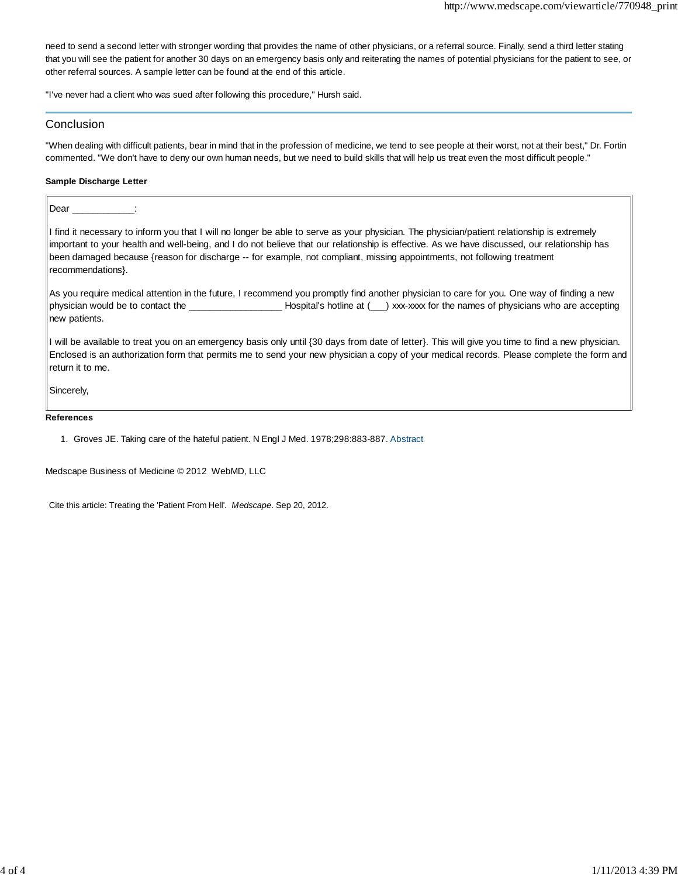need to send a second letter with stronger wording that provides the name of other physicians, or a referral source. Finally, send a third letter stating that you will see the patient for another 30 days on an emergency basis only and reiterating the names of potential physicians for the patient to see, or other referral sources. A sample letter can be found at the end of this article.

"I've never had a client who was sued after following this procedure," Hursh said.

## Conclusion

"When dealing with difficult patients, bear in mind that in the profession of medicine, we tend to see people at their worst, not at their best," Dr. Fortin commented. "We don't have to deny our own human needs, but we need to build skills that will help us treat even the most difficult people."

**Sample Discharge Letter**

Dear ____________:

I find it necessary to inform you that I will no longer be able to serve as your physician. The physician/patient relationship is extremely important to your health and well-being, and I do not believe that our relationship is effective. As we have discussed, our relationship has been damaged because {reason for discharge -- for example, not compliant, missing appointments, not following treatment recommendations}.

As you require medical attention in the future, I recommend you promptly find another physician to care for you. One way of finding a new physician would be to contact the __________________ Hospital's hotline at (___) xxx-xxxx for the names of physicians who are accepting new patients.

I will be available to treat you on an emergency basis only until {30 days from date of letter}. This will give you time to find a new physician. Enclosed is an authorization form that permits me to send your new physician a copy of your medical records. Please complete the form and return it to me.

Sincerely,

**References**

1. Groves JE. Taking care of the hateful patient. N Engl J Med. 1978;298:883-887. Abstract

Medscape Business of Medicine © 2012 WebMD, LLC

Cite this article: Treating the 'Patient From Hell'. *Medscape*. Sep 20, 2012.